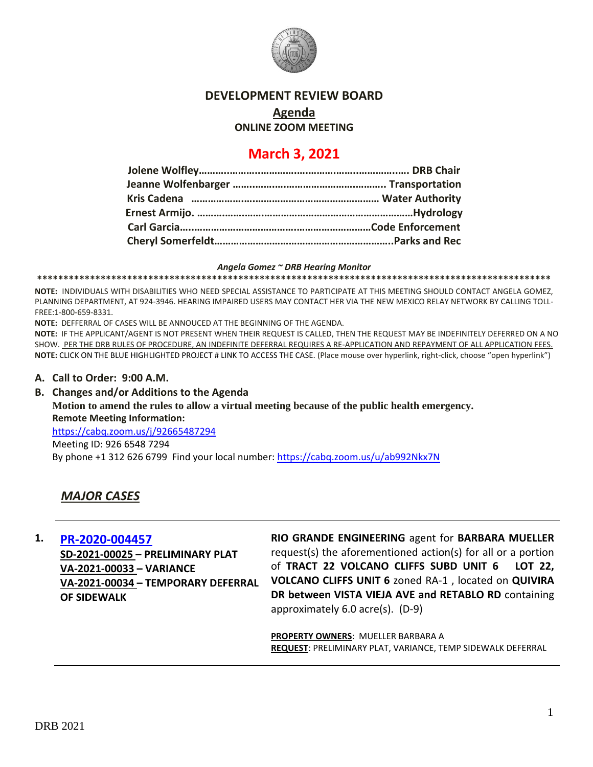# DEVELOPMENT REVIEW BOARD

## Agenda

### ONLINE ZOOM MEETING

## March 3, 2021

**Jolene Wolfley**………………………………………………………………. **DRB Chair**
**Jeanne Wolfenbarger** …………………………………………….. **Transportation**
**Kris Cadena** ………………………………………………………… **Water Authority**
**Ernest Armijo.** ……………………………………………………………………**Hydrology**
**Carl Garcia**……………………………………………………………**Code Enforcement**
**Cheryl Somerfeldt**…………………………………………………………**Parks and Rec**

*Angela Gomez ~ DRB Hearing Monitor*

****************************************************************************************************

**NOTE:** INDIVIDUALS WITH DISABILITIES WHO NEED SPECIAL ASSISTANCE TO PARTICIPATE AT THIS MEETING SHOULD CONTACT ANGELA GOMEZ, PLANNING DEPARTMENT, AT 924-3946. HEARING IMPAIRED USERS MAY CONTACT HER VIA THE NEW MEXICO RELAY NETWORK BY CALLING TOLL-FREE:1-800-659-8331.

**NOTE:** DEFFERRAL OF CASES WILL BE ANNOUCED AT THE BEGINNING OF THE AGENDA.

**NOTE:** IF THE APPLICANT/AGENT IS NOT PRESENT WHEN THEIR REQUEST IS CALLED, THEN THE REQUEST MAY BE INDEFINITELY DEFERRED ON A NO SHOW. PER THE DRB RULES OF PROCEDURE, AN INDEFINITE DEFERRAL REQUIRES A RE-APPLICATION AND REPAYMENT OF ALL APPLICATION FEES.

**NOTE:** CLICK ON THE BLUE HIGHLIGHTED PROJECT # LINK TO ACCESS THE CASE. (Place mouse over hyperlink, right-click, choose "open hyperlink")

**A. Call to Order: 9:00 A.M.**

**B. Changes and/or Additions to the Agenda**

**Motion to amend the rules to allow a virtual meeting because of the public health emergency.**

**Remote Meeting Information:**

https://cabq.zoom.us/j/92665487294

Meeting ID: 926 6548 7294

By phone +1 312 626 6799 Find your local number: https://cabq.zoom.us/u/ab992Nkx7N

## *MAJOR CASES*

**1.** **PR-2020-004457**
**SD-2021-00025 – PRELIMINARY PLAT**
**VA-2021-00033 – VARIANCE**
**VA-2021-00034 – TEMPORARY DEFERRAL OF SIDEWALK**

**RIO GRANDE ENGINEERING** agent for **BARBARA MUELLER** request(s) the aforementioned action(s) for all or a portion of **TRACT 22 VOLCANO CLIFFS SUBD UNIT 6 LOT 22, VOLCANO CLIFFS UNIT 6** zoned RA-1 , located on **QUIVIRA DR between VISTA VIEJA AVE and RETABLO RD** containing approximately 6.0 acre(s). (D-9)

**PROPERTY OWNERS**: MUELLER BARBARA A
**REQUEST**: PRELIMINARY PLAT, VARIANCE, TEMP SIDEWALK DEFERRAL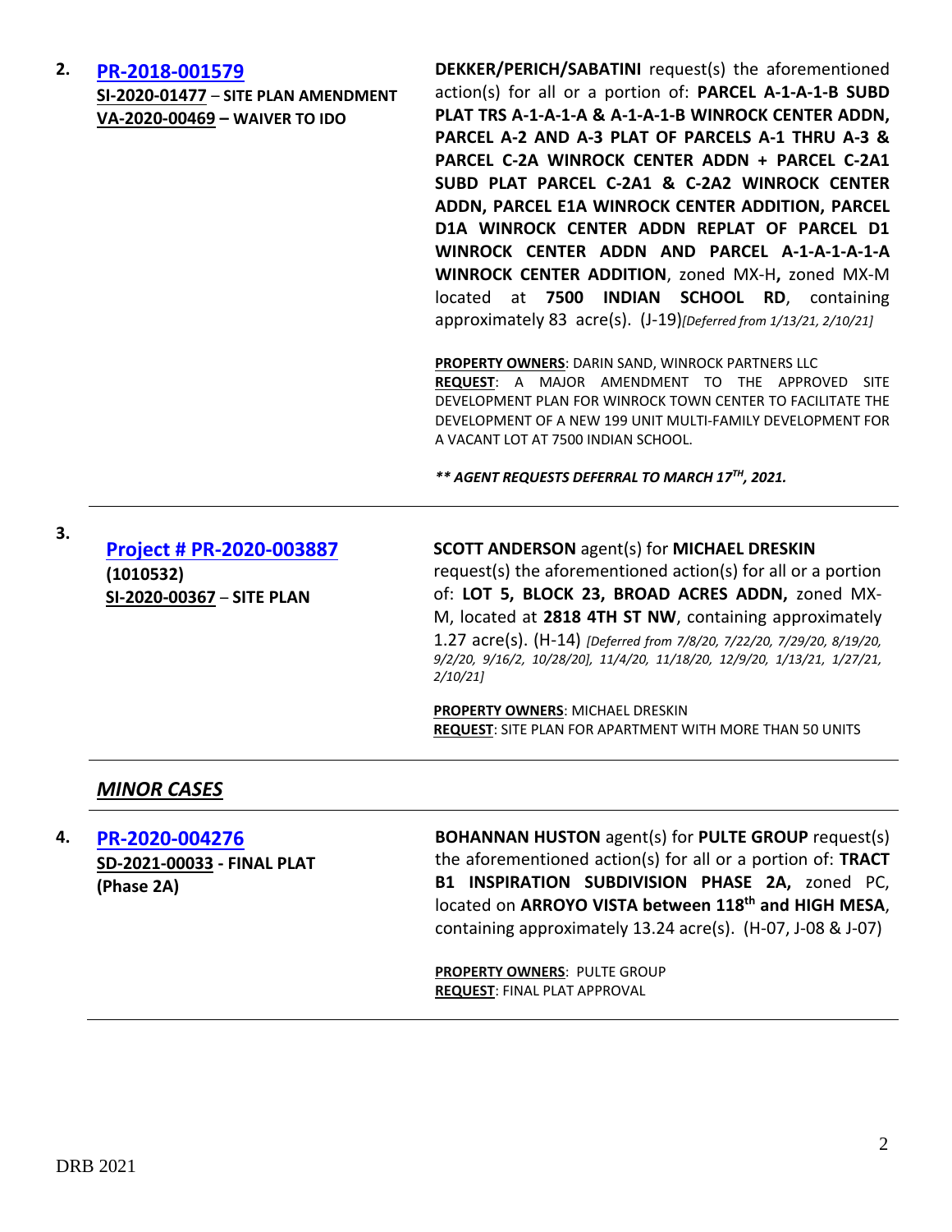2. **[PR-2018-001579](#)**
**SI-2020-01477 – SITE PLAN AMENDMENT**
**VA-2020-00469 – WAIVER TO IDO**

**DEKKER/PERICH/SABATINI** request(s) the aforementioned action(s) for all or a portion of: **PARCEL A-1-A-1-B SUBD PLAT TRS A-1-A-1-A & A-1-A-1-B WINROCK CENTER ADDN, PARCEL A-2 AND A-3 PLAT OF PARCELS A-1 THRU A-3 & PARCEL C-2A WINROCK CENTER ADDN + PARCEL C-2A1 SUBD PLAT PARCEL C-2A1 & C-2A2 WINROCK CENTER ADDN, PARCEL E1A WINROCK CENTER ADDITION, PARCEL D1A WINROCK CENTER ADDN REPLAT OF PARCEL D1 WINROCK CENTER ADDN AND PARCEL A-1-A-1-A-1-A WINROCK CENTER ADDITION**, zoned MX-H**,** zoned MX-M located at **7500 INDIAN SCHOOL RD**, containing approximately 83 acre(s). (J-19)*[Deferred from 1/13/21, 2/10/21]*

**PROPERTY OWNERS**: DARIN SAND, WINROCK PARTNERS LLC
**REQUEST**: A MAJOR AMENDMENT TO THE APPROVED SITE DEVELOPMENT PLAN FOR WINROCK TOWN CENTER TO FACILITATE THE DEVELOPMENT OF A NEW 199 UNIT MULTI-FAMILY DEVELOPMENT FOR A VACANT LOT AT 7500 INDIAN SCHOOL.

***** AGENT REQUESTS DEFERRAL TO MARCH 17TH, 2021.***

---

3. **[Project # PR-2020-003887](#)**
**(1010532)**
**SI-2020-00367 – SITE PLAN**

**SCOTT ANDERSON** agent(s) for **MICHAEL DRESKIN** request(s) the aforementioned action(s) for all or a portion of: **LOT 5, BLOCK 23, BROAD ACRES ADDN,** zoned MX-M, located at **2818 4TH ST NW**, containing approximately 1.27 acre(s). (H-14) *[Deferred from 7/8/20, 7/22/20, 7/29/20, 8/19/20, 9/2/20, 9/16/2, 10/28/20], 11/4/20, 11/18/20, 12/9/20, 1/13/21, 1/27/21, 2/10/21]*

**PROPERTY OWNERS**: MICHAEL DRESKIN
**REQUEST**: SITE PLAN FOR APARTMENT WITH MORE THAN 50 UNITS

---

## *MINOR CASES*

---

4. **[PR-2020-004276](#)**
**SD-2021-00033 - FINAL PLAT**
**(Phase 2A)**

**BOHANNAN HUSTON** agent(s) for **PULTE GROUP** request(s) the aforementioned action(s) for all or a portion of: **TRACT B1 INSPIRATION SUBDIVISION PHASE 2A,** zoned PC, located on **ARROYO VISTA between 118th and HIGH MESA**, containing approximately 13.24 acre(s). (H-07, J-08 & J-07)

**PROPERTY OWNERS**: PULTE GROUP
**REQUEST**: FINAL PLAT APPROVAL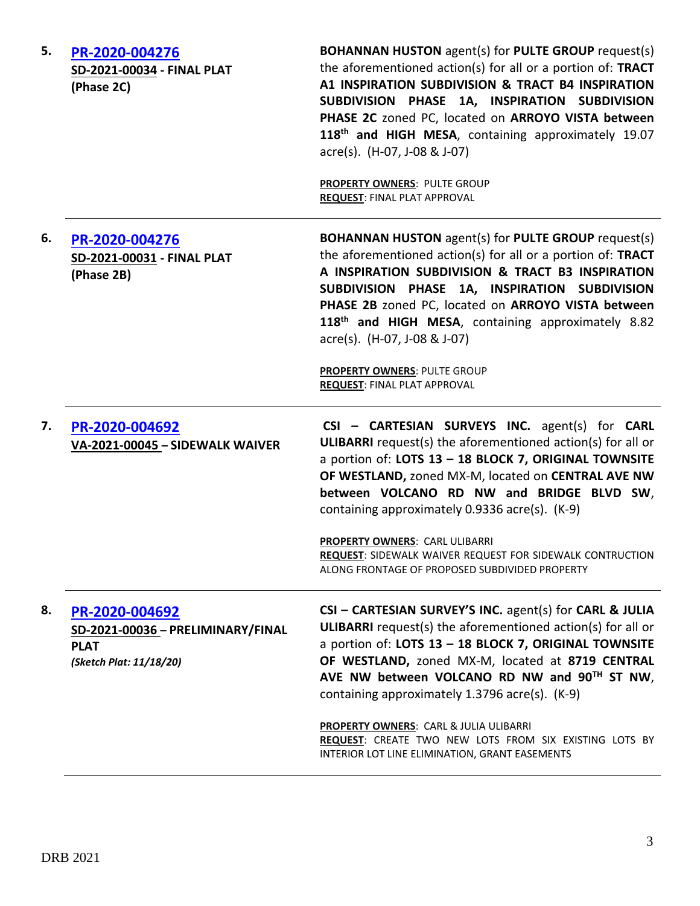| | | |
|---|---|---|
| **5.** | **PR-2020-004276**<br>**SD-2021-00034 - FINAL PLAT**<br>**(Phase 2C)** | **BOHANNAN HUSTON** agent(s) for **PULTE GROUP** request(s) the aforementioned action(s) for all or a portion of: **TRACT A1 INSPIRATION SUBDIVISION & TRACT B4 INSPIRATION SUBDIVISION PHASE 1A, INSPIRATION SUBDIVISION PHASE 2C** zoned PC, located on **ARROYO VISTA between 118th and HIGH MESA**, containing approximately 19.07 acre(s). (H-07, J-08 & J-07)<br><br>**PROPERTY OWNERS**: PULTE GROUP<br>**REQUEST**: FINAL PLAT APPROVAL |
| **6.** | **PR-2020-004276**<br>**SD-2021-00031 - FINAL PLAT**<br>**(Phase 2B)** | **BOHANNAN HUSTON** agent(s) for **PULTE GROUP** request(s) the aforementioned action(s) for all or a portion of: **TRACT A INSPIRATION SUBDIVISION & TRACT B3 INSPIRATION SUBDIVISION PHASE 1A, INSPIRATION SUBDIVISION PHASE 2B** zoned PC, located on **ARROYO VISTA between 118th and HIGH MESA**, containing approximately 8.82 acre(s). (H-07, J-08 & J-07)<br><br>**PROPERTY OWNERS**: PULTE GROUP<br>**REQUEST**: FINAL PLAT APPROVAL |
| **7.** | **PR-2020-004692**<br>**VA-2021-00045 – SIDEWALK WAIVER** | **CSI – CARTESIAN SURVEYS INC.** agent(s) for **CARL ULIBARRI** request(s) the aforementioned action(s) for all or a portion of: **LOTS 13 – 18 BLOCK 7, ORIGINAL TOWNSITE OF WESTLAND,** zoned MX-M, located on **CENTRAL AVE NW between VOLCANO RD NW and BRIDGE BLVD SW**, containing approximately 0.9336 acre(s). (K-9)<br><br>**PROPERTY OWNERS**: CARL ULIBARRI<br>**REQUEST**: SIDEWALK WAIVER REQUEST FOR SIDEWALK CONTRUCTION ALONG FRONTAGE OF PROPOSED SUBDIVIDED PROPERTY |
| **8.** | **PR-2020-004692**<br>**SD-2021-00036 – PRELIMINARY/FINAL PLAT**<br>***(Sketch Plat: 11/18/20)*** | **CSI – CARTESIAN SURVEY'S INC.** agent(s) for **CARL & JULIA ULIBARRI** request(s) the aforementioned action(s) for all or a portion of: **LOTS 13 – 18 BLOCK 7, ORIGINAL TOWNSITE OF WESTLAND,** zoned MX-M, located at **8719 CENTRAL AVE NW between VOLCANO RD NW and 90TH ST NW**, containing approximately 1.3796 acre(s). (K-9)<br><br>**PROPERTY OWNERS**: CARL & JULIA ULIBARRI<br>**REQUEST**: CREATE TWO NEW LOTS FROM SIX EXISTING LOTS BY INTERIOR LOT LINE ELIMINATION, GRANT EASEMENTS |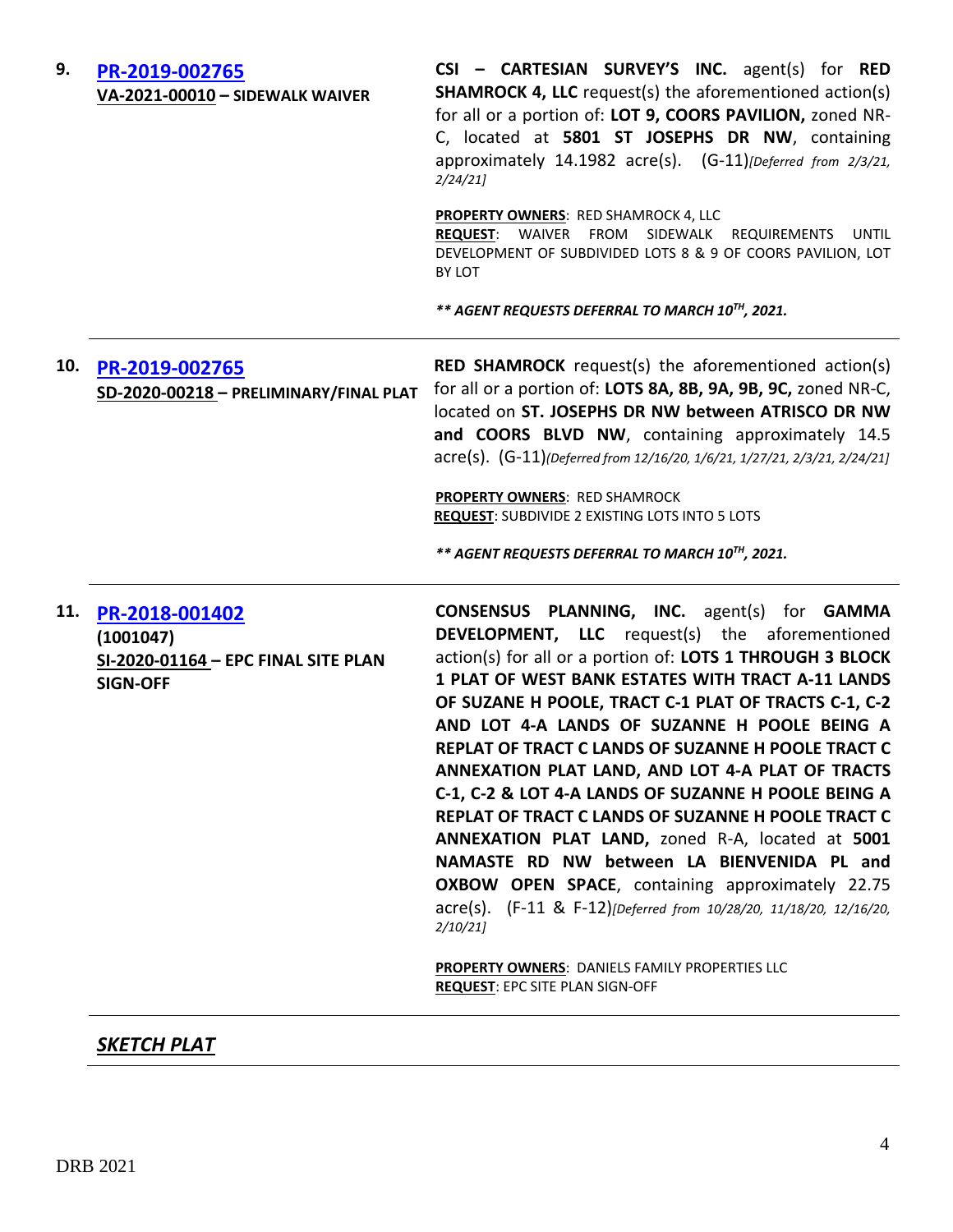| | | |
|---|---|---|
| **9.** | **PR-2019-002765**<br>**VA-2021-00010 – SIDEWALK WAIVER** | **CSI – CARTESIAN SURVEY'S INC.** agent(s) for **RED SHAMROCK 4, LLC** request(s) the aforementioned action(s) for all or a portion of: **LOT 9, COORS PAVILION,** zoned NR-C, located at **5801 ST JOSEPHS DR NW**, containing approximately 14.1982 acre(s). (G-11)*[Deferred from 2/3/21, 2/24/21]*<br><br>**PROPERTY OWNERS**: RED SHAMROCK 4, LLC<br>**REQUEST**: WAIVER FROM SIDEWALK REQUIREMENTS UNTIL DEVELOPMENT OF SUBDIVIDED LOTS 8 & 9 OF COORS PAVILION, LOT BY LOT<br><br>***\*\* AGENT REQUESTS DEFERRAL TO MARCH 10TH, 2021.*** |
| **10.** | **PR-2019-002765**<br>**SD-2020-00218 – PRELIMINARY/FINAL PLAT** | **RED SHAMROCK** request(s) the aforementioned action(s) for all or a portion of: **LOTS 8A, 8B, 9A, 9B, 9C,** zoned NR-C, located on **ST. JOSEPHS DR NW between ATRISCO DR NW and COORS BLVD NW**, containing approximately 14.5 acre(s). (G-11)*(Deferred from 12/16/20, 1/6/21, 1/27/21, 2/3/21, 2/24/21]*<br><br>**PROPERTY OWNERS**: RED SHAMROCK<br>**REQUEST**: SUBDIVIDE 2 EXISTING LOTS INTO 5 LOTS<br><br>***\*\* AGENT REQUESTS DEFERRAL TO MARCH 10TH, 2021.*** |
| **11.** | **PR-2018-001402**<br>**(1001047)**<br>**SI-2020-01164 – EPC FINAL SITE PLAN SIGN-OFF** | **CONSENSUS PLANNING, INC.** agent(s) for **GAMMA DEVELOPMENT, LLC** request(s) the aforementioned action(s) for all or a portion of: **LOTS 1 THROUGH 3 BLOCK 1 PLAT OF WEST BANK ESTATES WITH TRACT A-11 LANDS OF SUZANE H POOLE, TRACT C-1 PLAT OF TRACTS C-1, C-2 AND LOT 4-A LANDS OF SUZANNE H POOLE BEING A REPLAT OF TRACT C LANDS OF SUZANNE H POOLE TRACT C ANNEXATION PLAT LAND, AND LOT 4-A PLAT OF TRACTS C-1, C-2 & LOT 4-A LANDS OF SUZANNE H POOLE BEING A REPLAT OF TRACT C LANDS OF SUZANNE H POOLE TRACT C ANNEXATION PLAT LAND,** zoned R-A, located at **5001 NAMASTE RD NW between LA BIENVENIDA PL and OXBOW OPEN SPACE**, containing approximately 22.75 acre(s). (F-11 & F-12)*[Deferred from 10/28/20, 11/18/20, 12/16/20, 2/10/21]*<br><br>**PROPERTY OWNERS**: DANIELS FAMILY PROPERTIES LLC<br>**REQUEST**: EPC SITE PLAN SIGN-OFF |

***SKETCH PLAT***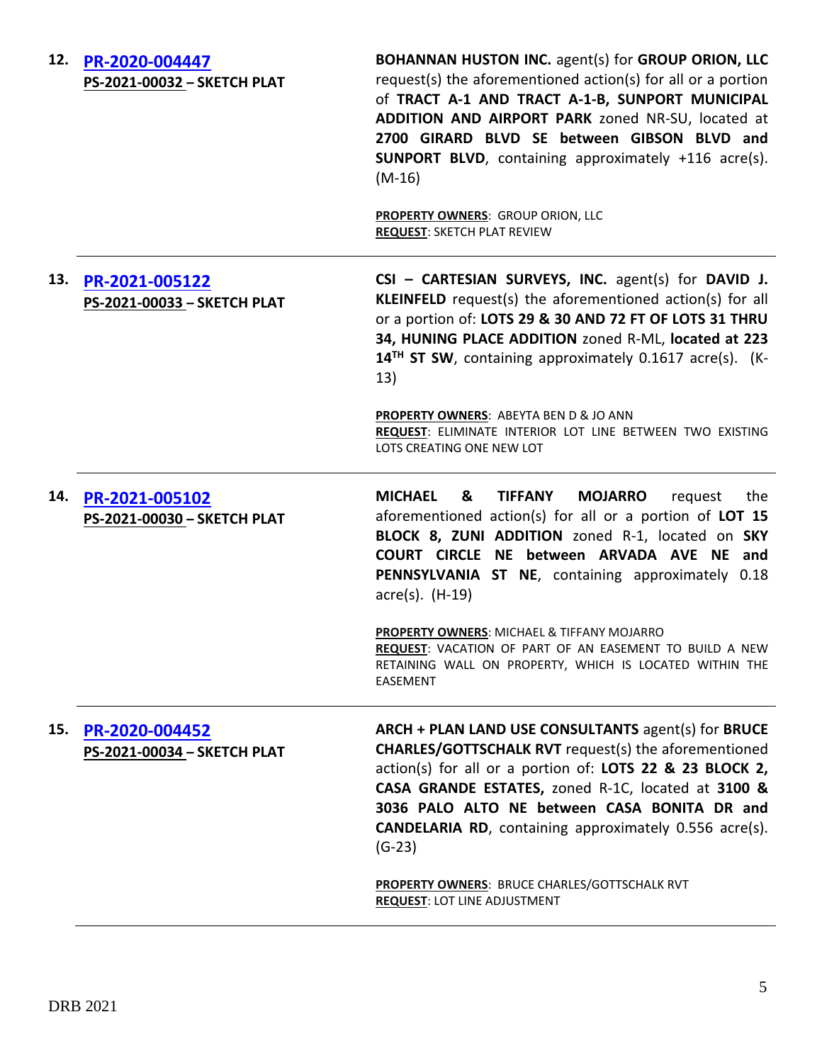12. **[PR-2020-004447](#)**
**PS-2021-00032 – SKETCH PLAT**

**BOHANNAN HUSTON INC.** agent(s) for **GROUP ORION, LLC** request(s) the aforementioned action(s) for all or a portion of **TRACT A-1 AND TRACT A-1-B, SUNPORT MUNICIPAL ADDITION AND AIRPORT PARK** zoned NR-SU, located at **2700 GIRARD BLVD SE between GIBSON BLVD and SUNPORT BLVD**, containing approximately +116 acre(s). (M-16)

**PROPERTY OWNERS**: GROUP ORION, LLC
**REQUEST**: SKETCH PLAT REVIEW

---

13. **[PR-2021-005122](#)**
**PS-2021-00033 – SKETCH PLAT**

**CSI – CARTESIAN SURVEYS, INC.** agent(s) for **DAVID J. KLEINFELD** request(s) the aforementioned action(s) for all or a portion of: **LOTS 29 & 30 AND 72 FT OF LOTS 31 THRU 34, HUNING PLACE ADDITION** zoned R-ML, **located at 223 14TH ST SW**, containing approximately 0.1617 acre(s). (K-13)

**PROPERTY OWNERS**: ABEYTA BEN D & JO ANN
**REQUEST**: ELIMINATE INTERIOR LOT LINE BETWEEN TWO EXISTING LOTS CREATING ONE NEW LOT

---

14. **[PR-2021-005102](#)**
**PS-2021-00030 – SKETCH PLAT**

**MICHAEL & TIFFANY MOJARRO** request the aforementioned action(s) for all or a portion of **LOT 15 BLOCK 8, ZUNI ADDITION** zoned R-1, located on **SKY COURT CIRCLE NE between ARVADA AVE NE and PENNSYLVANIA ST NE**, containing approximately 0.18 acre(s). (H-19)

**PROPERTY OWNERS**: MICHAEL & TIFFANY MOJARRO
**REQUEST**: VACATION OF PART OF AN EASEMENT TO BUILD A NEW RETAINING WALL ON PROPERTY, WHICH IS LOCATED WITHIN THE EASEMENT

---

15. **[PR-2020-004452](#)**
**PS-2021-00034 – SKETCH PLAT**

**ARCH + PLAN LAND USE CONSULTANTS** agent(s) for **BRUCE CHARLES/GOTTSCHALK RVT** request(s) the aforementioned action(s) for all or a portion of: **LOTS 22 & 23 BLOCK 2, CASA GRANDE ESTATES,** zoned R-1C, located at **3100 & 3036 PALO ALTO NE between CASA BONITA DR and CANDELARIA RD**, containing approximately 0.556 acre(s). (G-23)

**PROPERTY OWNERS**: BRUCE CHARLES/GOTTSCHALK RVT
**REQUEST**: LOT LINE ADJUSTMENT

---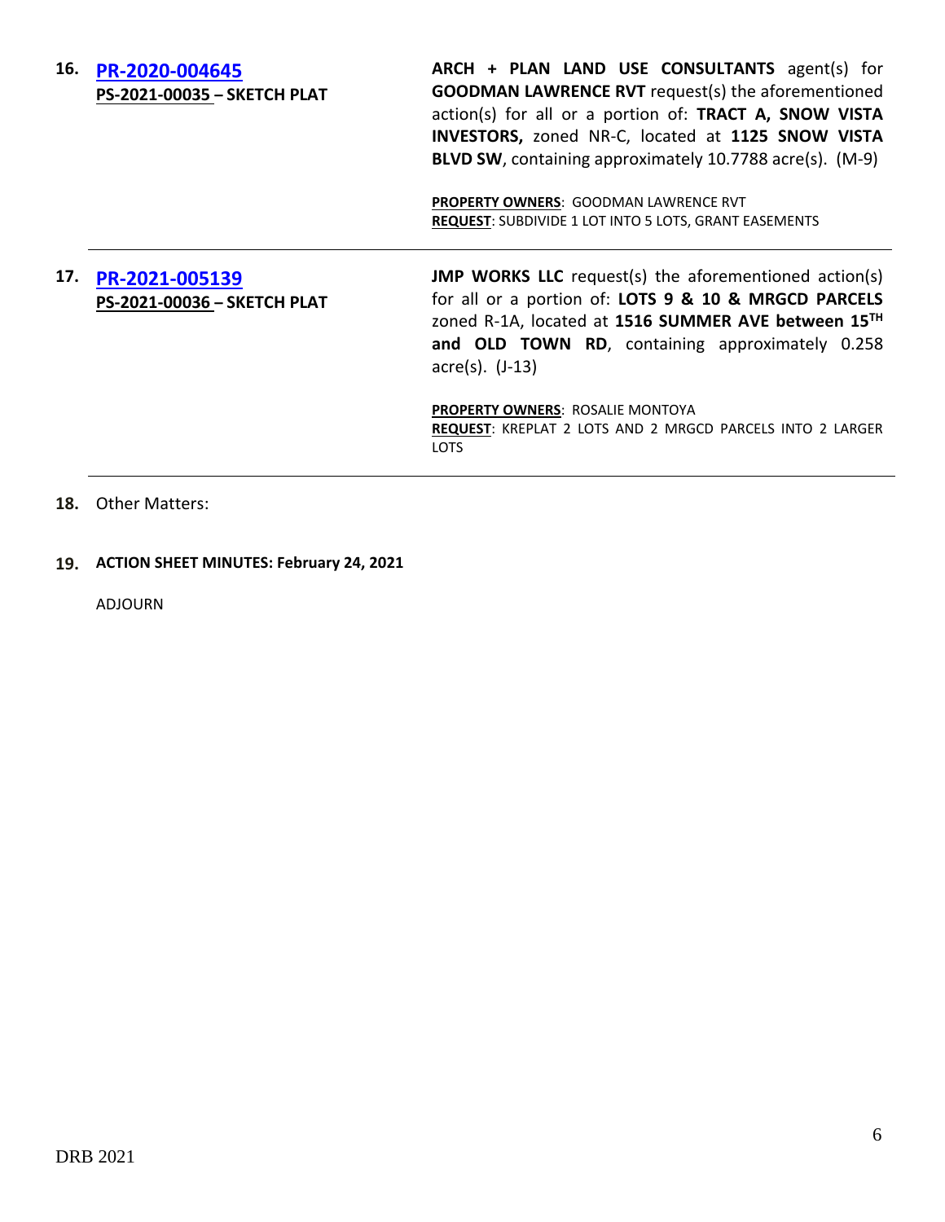**16.** **[PR-2020-004645](PR-2020-004645)**
**PS-2021-00035 – SKETCH PLAT**

**ARCH + PLAN LAND USE CONSULTANTS** agent(s) for **GOODMAN LAWRENCE RVT** request(s) the aforementioned action(s) for all or a portion of: **TRACT A, SNOW VISTA INVESTORS,** zoned NR-C, located at **1125 SNOW VISTA BLVD SW**, containing approximately 10.7788 acre(s). (M-9)

**PROPERTY OWNERS**: GOODMAN LAWRENCE RVT
**REQUEST**: SUBDIVIDE 1 LOT INTO 5 LOTS, GRANT EASEMENTS

---

**17.** **[PR-2021-005139](PR-2021-005139)**
**PS-2021-00036 – SKETCH PLAT**

**JMP WORKS LLC** request(s) the aforementioned action(s) for all or a portion of: **LOTS 9 & 10 & MRGCD PARCELS** zoned R-1A, located at **1516 SUMMER AVE between 15TH and OLD TOWN RD**, containing approximately 0.258 acre(s). (J-13)

**PROPERTY OWNERS**: ROSALIE MONTOYA
**REQUEST**: KREPLAT 2 LOTS AND 2 MRGCD PARCELS INTO 2 LARGER LOTS

---

**18.** Other Matters:

**19. ACTION SHEET MINUTES: February 24, 2021**

ADJOURN